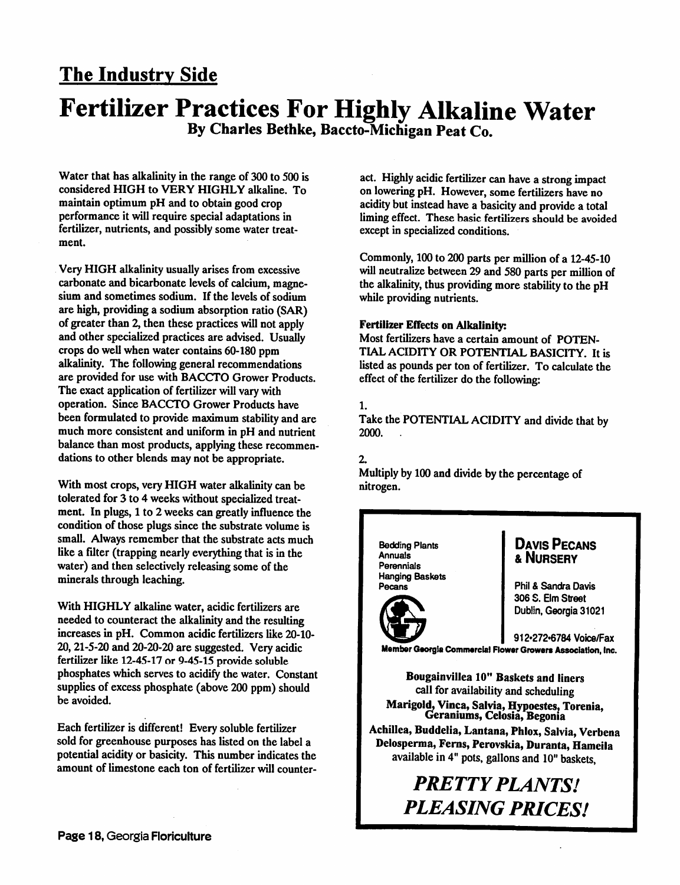## The Industry Side

# Fertilizer Practices For Highly Alkaline Water

**By Charles Bethke, Baccto-Michigan Peat Co.**

Water that has alkalinity in the range of 300 to 500 is considered HIGH to VERY HIGHLY alkaline. To maintain optimum pH and to obtain good crop performance it will require special adaptations in fertilizer, nutrients, and possibly some water treatment.

Very HIGH alkalinity usually arises from excessive carbonate and bicarbonate levels of calcium, magnesium and sometimes sodium. If the levels of sodium are high, providing a sodium absorption ratio (SAR) of greater than 2, then these practices will not apply and other specialized practices are advised. Usually crops do well when water contains 60-180 ppm alkalinity. The following general recommendations are provided for use with BACCTO Grower Products. The exact application of fertilizer will vary with operation. Since BACCTO Grower Products have been formulated to provide maximum stability and are much more consistent and uniform in pH and nutrient balance than most products, applying these recommendations to other blends may not be appropriate.

With most crops, very HIGH water alkalinity can be tolerated for 3 to 4 weeks without specialized treatment. In plugs, 1 to 2 weeks can greatly influence the condition of those plugs since the substrate volume is small. Always remember that the substrate acts much like a filter (trapping nearly everything that is in the water) and then selectively releasing some of the minerals through leaching.

With HIGHLY alkaline water, acidic fertilizers are needed to counteract the alkalinity and the resulting increases in pH. Common acidic fertilizers like 20-10-20, 21-5-20 and 20-20-20 are suggested. Very acidic fertilizer like 12-45-17 or 9-45-15 provide soluble phosphates which serves to acidify the water. Constant supplies of excess phosphate (above 200 ppm) should be avoided.

Each fertilizer is different! Every soluble fertilizer sold for greenhouse purposes has listed on the label a potential acidity or basicity. This number indicates the amount of limestone each ton of fertilizer will counteract. Highly acidic fertilizer can have a strong impact on lowering pH. However, some fertilizers have no acidity but instead have a basicity and provide a total liming effect. These basic fertilizers should be avoided except in specialized conditions.

Commonly, 100 to 200 parts per million of a 12-45-10 will neutralize between 29 and 580 parts per million of the alkalinity, thus providing more stability to the pH while providing nutrients.

**Fertilizer Effects on Alkalinity:**

Most fertilizers have a certain amount of POTENTIAL ACIDITY OR POTENTIAL BASICITY. It is listed as pounds per ton of fertilizer. To calculate the effect of the fertilizer do the following:

1.

Take the POTENTIAL ACIDITY and divide that by 2000.

2.

Multiply by 100 and divide by the percentage of nitrogen.

---

Bedding Plants
Annuals
Perennials
Hanging Baskets
Pecans

**DAVIS PECANS & NURSERY**

Phil & Sandra Davis
306 S. Elm Street
Dublin, Georgia 31021

912•272•6784 Voice/Fax

**Member Georgia Commercial Flower Growers Association, Inc.**

**Bougainvillea 10" Baskets and liners**
call for availability and scheduling
**Marigold, Vinca, Salvia, Hypoestes, Torenia, Geraniums, Celosia, Begonia**
**Achillea, Buddelia, Lantana, Phlox, Salvia, Verbena Delosperma, Ferns, Perovskia, Duranta, Hameila**
available in 4" pots, gallons and 10" baskets,

***PRETTY PLANTS! PLEASING PRICES!***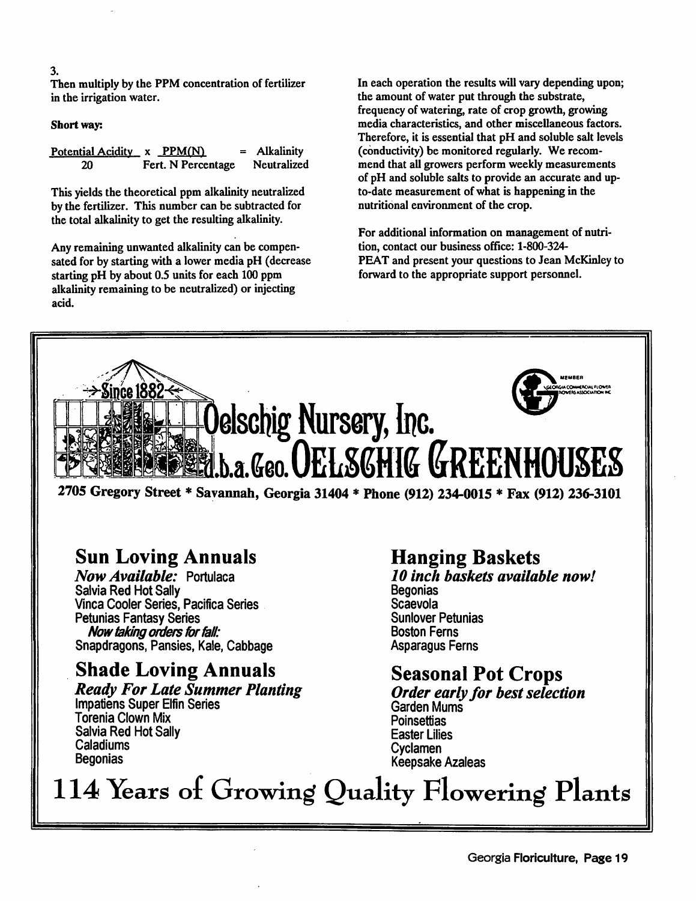3.

Then multiply by the PPM concentration of fertilizer in the irrigation water.

**Short way:**

$$\frac{\text{Potential Acidity}}{20} \times \frac{\text{PPM(N)}}{\text{Fert. N Percentage}} = \text{Alkalinity Neutralized}$$

This yields the theoretical ppm alkalinity neutralized by the fertilizer. This number can be subtracted for the total alkalinity to get the resulting alkalinity.

Any remaining unwanted alkalinity can be compensated for by starting with a lower media pH (decrease starting pH by about 0.5 units for each 100 ppm alkalinity remaining to be neutralized) or injecting acid.

In each operation the results will vary depending upon; the amount of water put through the substrate, frequency of watering, rate of crop growth, growing media characteristics, and other miscellaneous factors. Therefore, it is essential that pH and soluble salt levels (conductivity) be monitored regularly. We recommend that all growers perform weekly measurements of pH and soluble salts to provide an accurate and up-to-date measurement of what is happening in the nutritional environment of the crop.

For additional information on management of nutrition, contact our business office: 1-800-324-PEAT and present your questions to Jean McKinley to forward to the appropriate support personnel.

Since 1882

MEMBER GEORGIA COMMERCIAL FLOWER GROWERS ASSOCIATION INC

# Oelschig Nursery, Inc.

## d.b.a. Geo. OELSCHIG GREENHOUSES

**2705 Gregory Street * Savannah, Georgia 31404 * Phone (912) 234-0015 * Fax (912) 236-3101**

## Sun Loving Annuals

***Now Available:*** Portulaca
Salvia Red Hot Sally
Vinca Cooler Series, Pacifica Series
Petunias Fantasy Series
***Now taking orders for fall:***
Snapdragons, Pansies, Kale, Cabbage

## Shade Loving Annuals

***Ready For Late Summer Planting***
Impatiens Super Elfin Series
Torenia Clown Mix
Salvia Red Hot Sally
Caladiums
Begonias

## Hanging Baskets

***10 inch baskets available now!***
Begonias
Scaevola
Sunlover Petunias
Boston Ferns
Asparagus Ferns

## Seasonal Pot Crops

***Order early for best selection***
Garden Mums
Poinsettias
Easter Lilies
Cyclamen
Keepsake Azaleas

# 114 Years of Growing Quality Flowering Plants